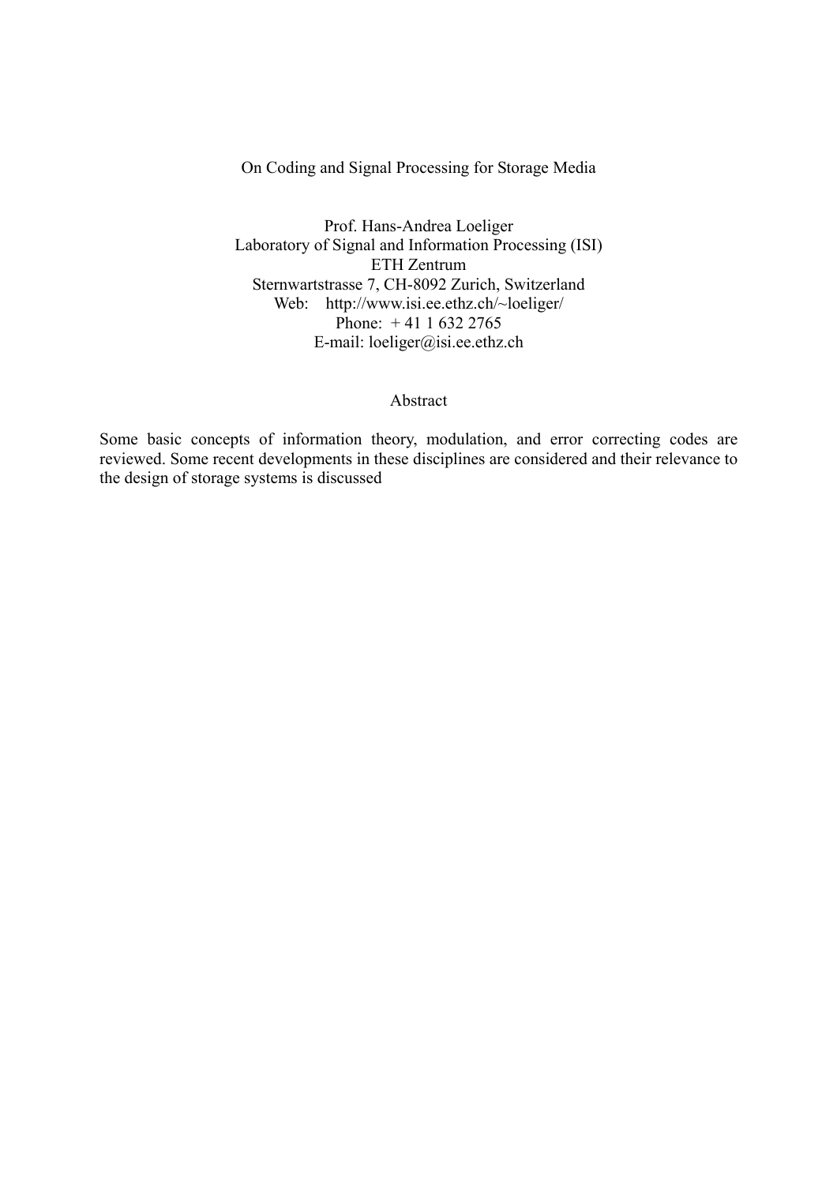# On Coding and Signal Processing for Storage Media

Prof. Hans-Andrea Loeliger
Laboratory of Signal and Information Processing (ISI)
ETH Zentrum
Sternwartstrasse 7, CH-8092 Zurich, Switzerland
Web: http://www.isi.ee.ethz.ch/~loeliger/
Phone: + 41 1 632 2765
E-mail: loeliger@isi.ee.ethz.ch

## Abstract

Some basic concepts of information theory, modulation, and error correcting codes are reviewed. Some recent developments in these disciplines are considered and their relevance to the design of storage systems is discussed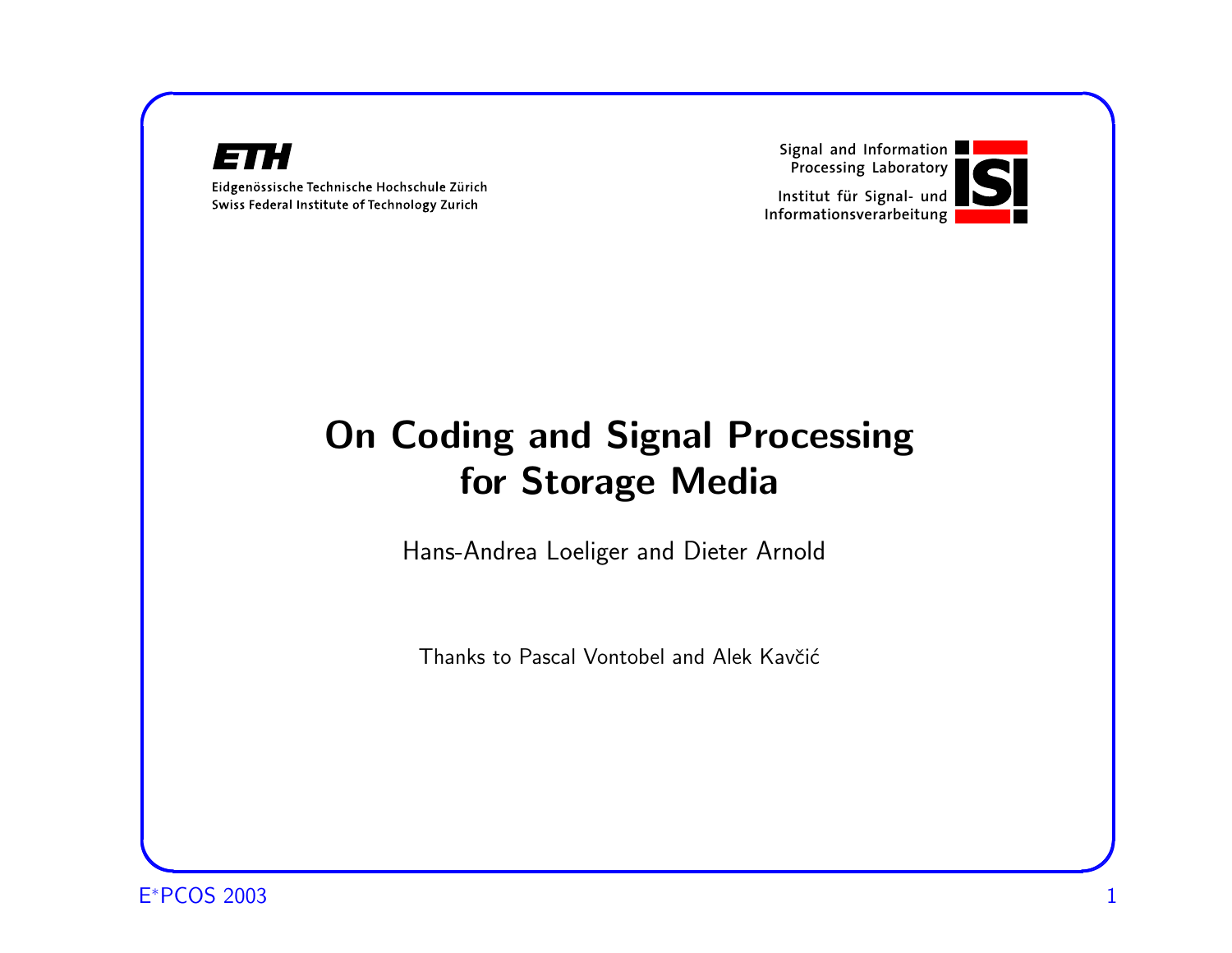ETH

Eidgenössische Technische Hochschule Zürich
Swiss Federal Institute of Technology Zurich

Signal and Information Processing Laboratory
Institut für Signal- und Informationsverarbeitung

# On Coding and Signal Processing for Storage Media

Hans-Andrea Loeliger and Dieter Arnold

Thanks to Pascal Vontobel and Alek Kavčić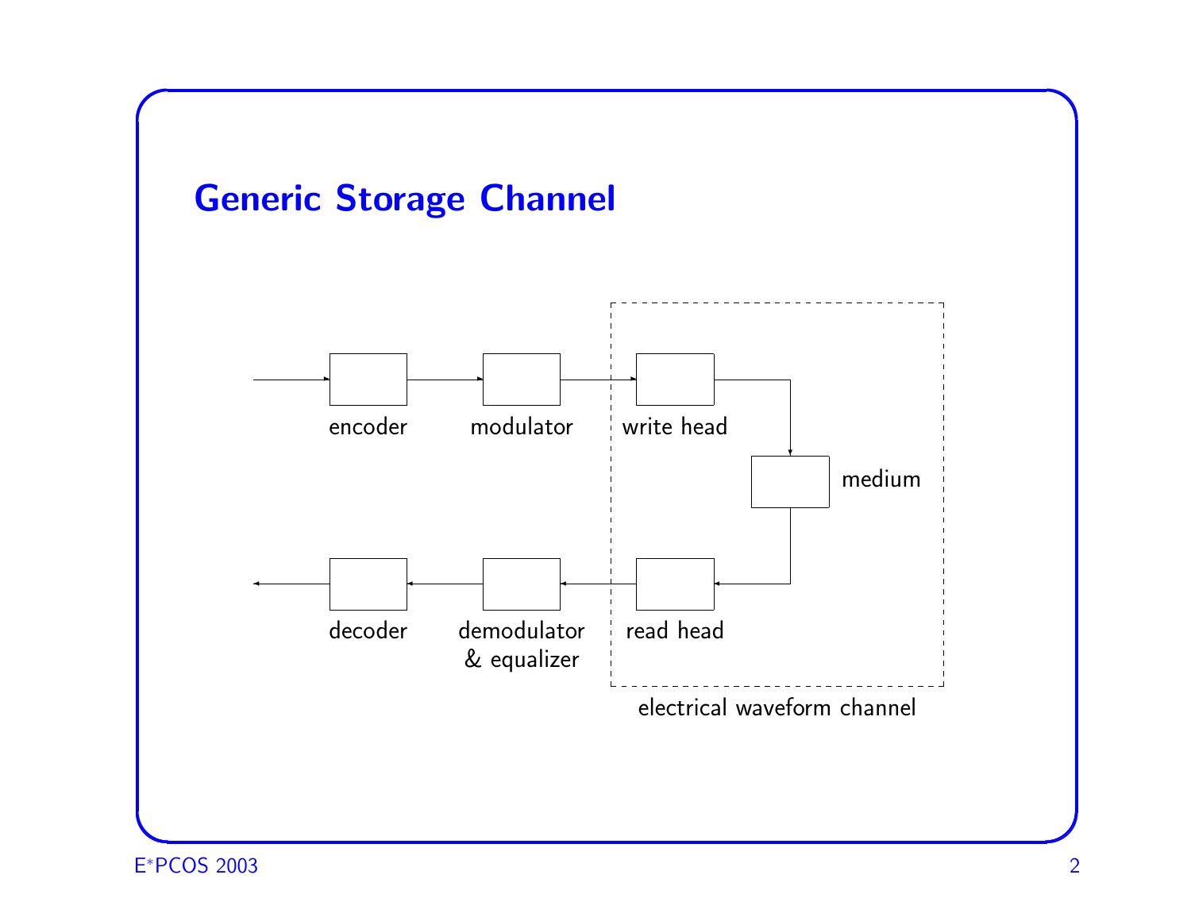# Generic Storage Channel

encoder

modulator

write head

medium

read head

demodulator & equalizer

decoder

electrical waveform channel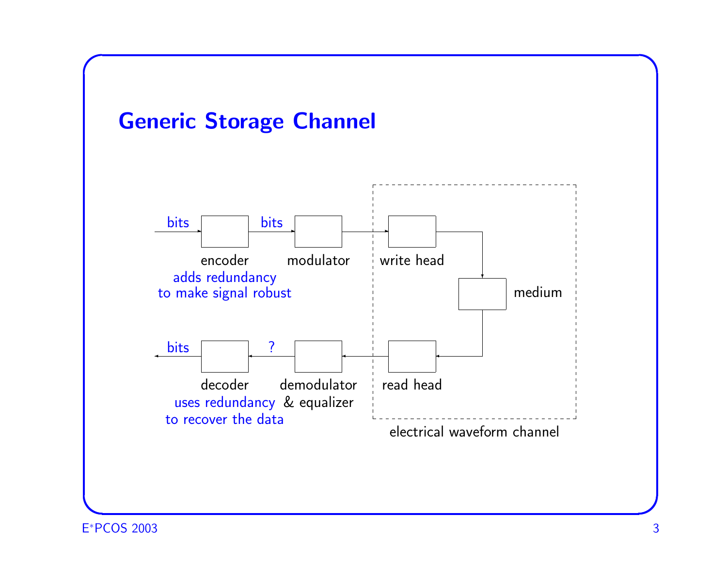## Generic Storage Channel

bits → encoder → bits → modulator → write head → medium → read head → demodulator & equalizer → ? → decoder → bits

- encoder: adds redundancy to make signal robust
- modulator
- write head
- medium
- read head
- demodulator & equalizer
- decoder: uses redundancy to recover the data

electrical waveform channel (write head, medium, read head)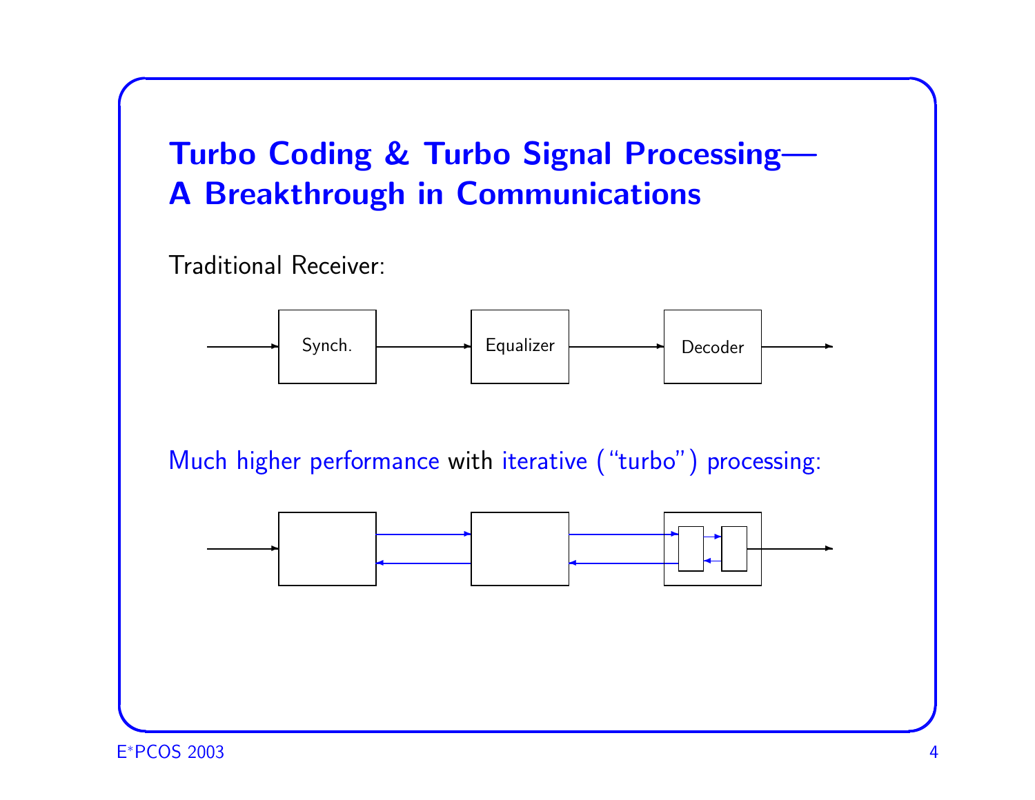# Turbo Coding & Turbo Signal Processing— A Breakthrough in Communications

Traditional Receiver:

Synch. → Equalizer → Decoder

Much higher performance with iterative ("turbo") processing: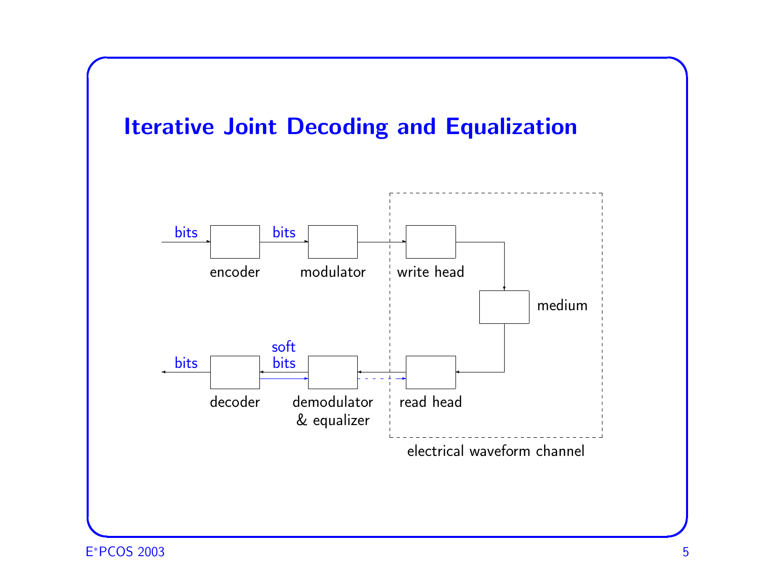# Iterative Joint Decoding and Equalization

bits → encoder → bits → modulator → write head → medium → read head → demodulator & equalizer → soft bits → decoder → bits

electrical waveform channel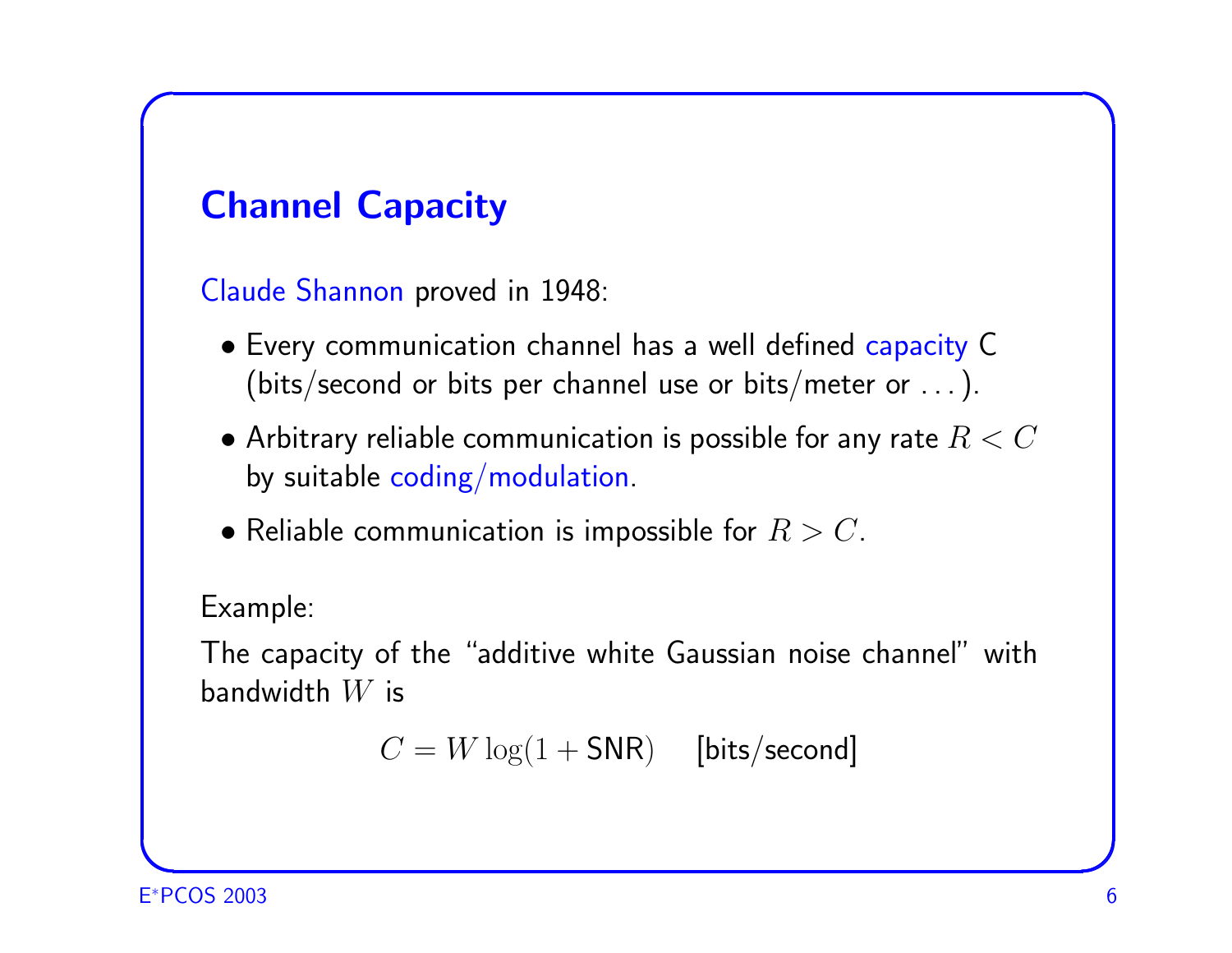## Channel Capacity

Claude Shannon proved in 1948:

- Every communication channel has a well defined capacity C (bits/second or bits per channel use or bits/meter or . . . ).
- Arbitrary reliable communication is possible for any rate $R < C$ by suitable coding/modulation.
- Reliable communication is impossible for $R > C$.

Example:

The capacity of the "additive white Gaussian noise channel" with bandwidth $W$ is

$$C = W \log(1 + \mathsf{SNR}) \quad \text{[bits/second]}$$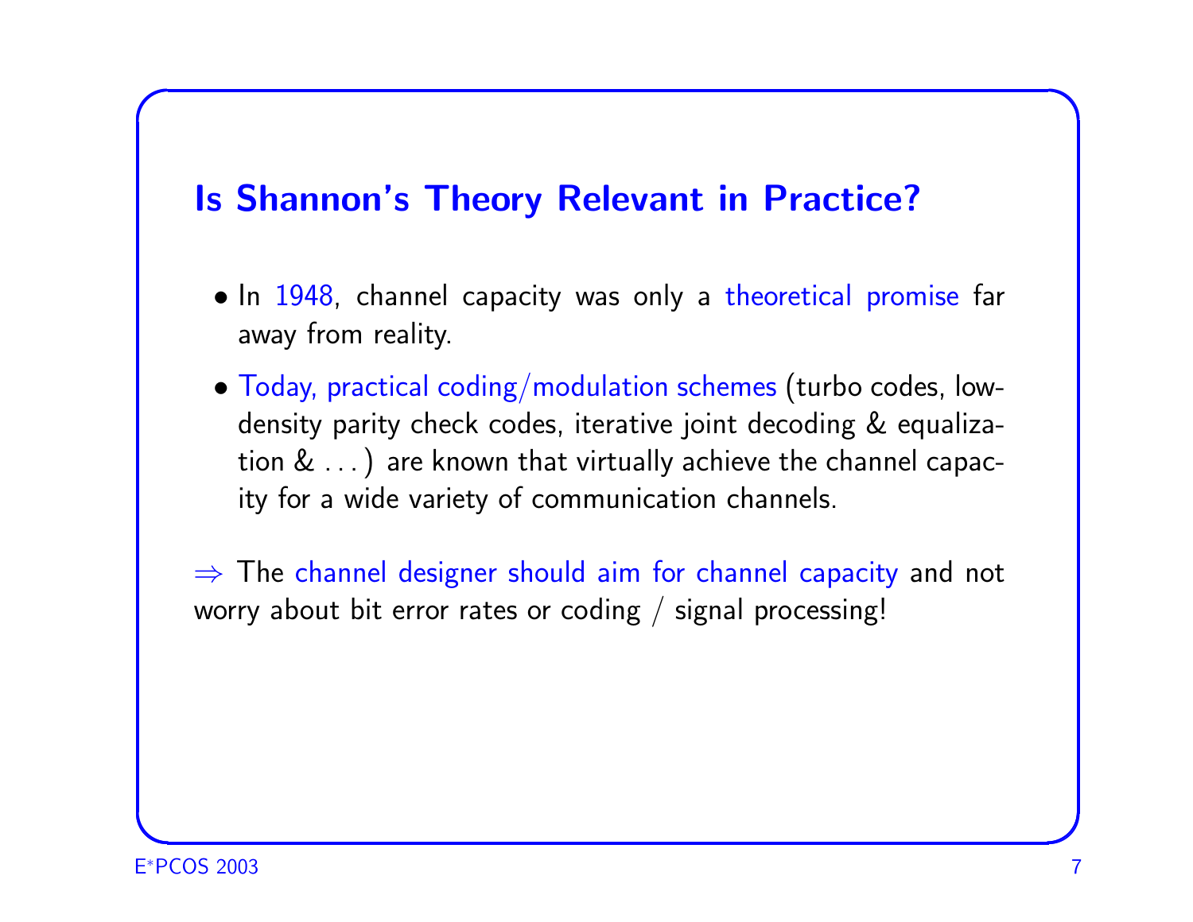## Is Shannon's Theory Relevant in Practice?

- In 1948, channel capacity was only a theoretical promise far away from reality.
- Today, practical coding/modulation schemes (turbo codes, low-density parity check codes, iterative joint decoding & equalization & ...) are known that virtually achieve the channel capacity for a wide variety of communication channels.

$\Rightarrow$ The channel designer should aim for channel capacity and not worry about bit error rates or coding / signal processing!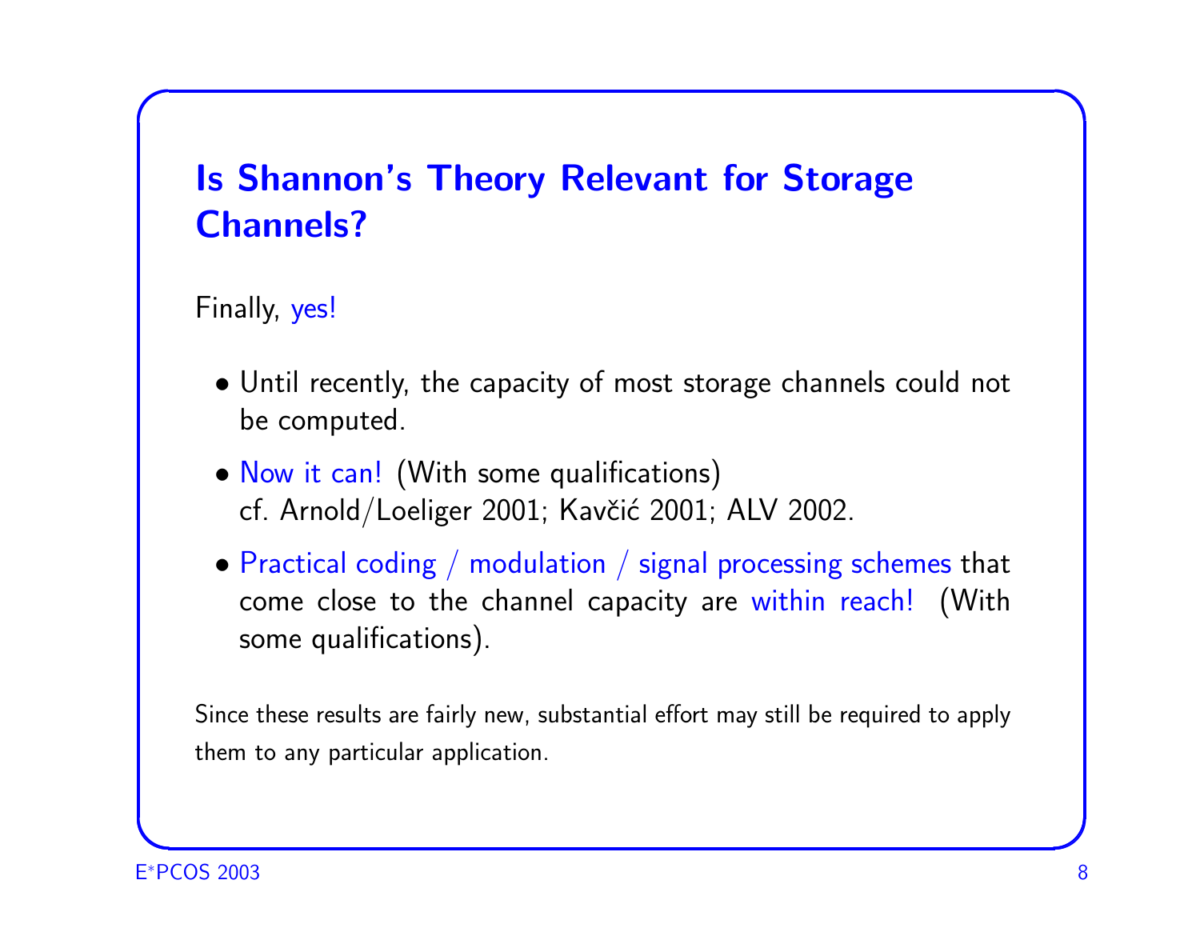# Is Shannon's Theory Relevant for Storage Channels?

Finally, yes!

- Until recently, the capacity of most storage channels could not be computed.
- Now it can! (With some qualifications)
  cf. Arnold/Loeliger 2001; Kavčić 2001; ALV 2002.
- Practical coding / modulation / signal processing schemes that come close to the channel capacity are within reach! (With some qualifications).

Since these results are fairly new, substantial effort may still be required to apply them to any particular application.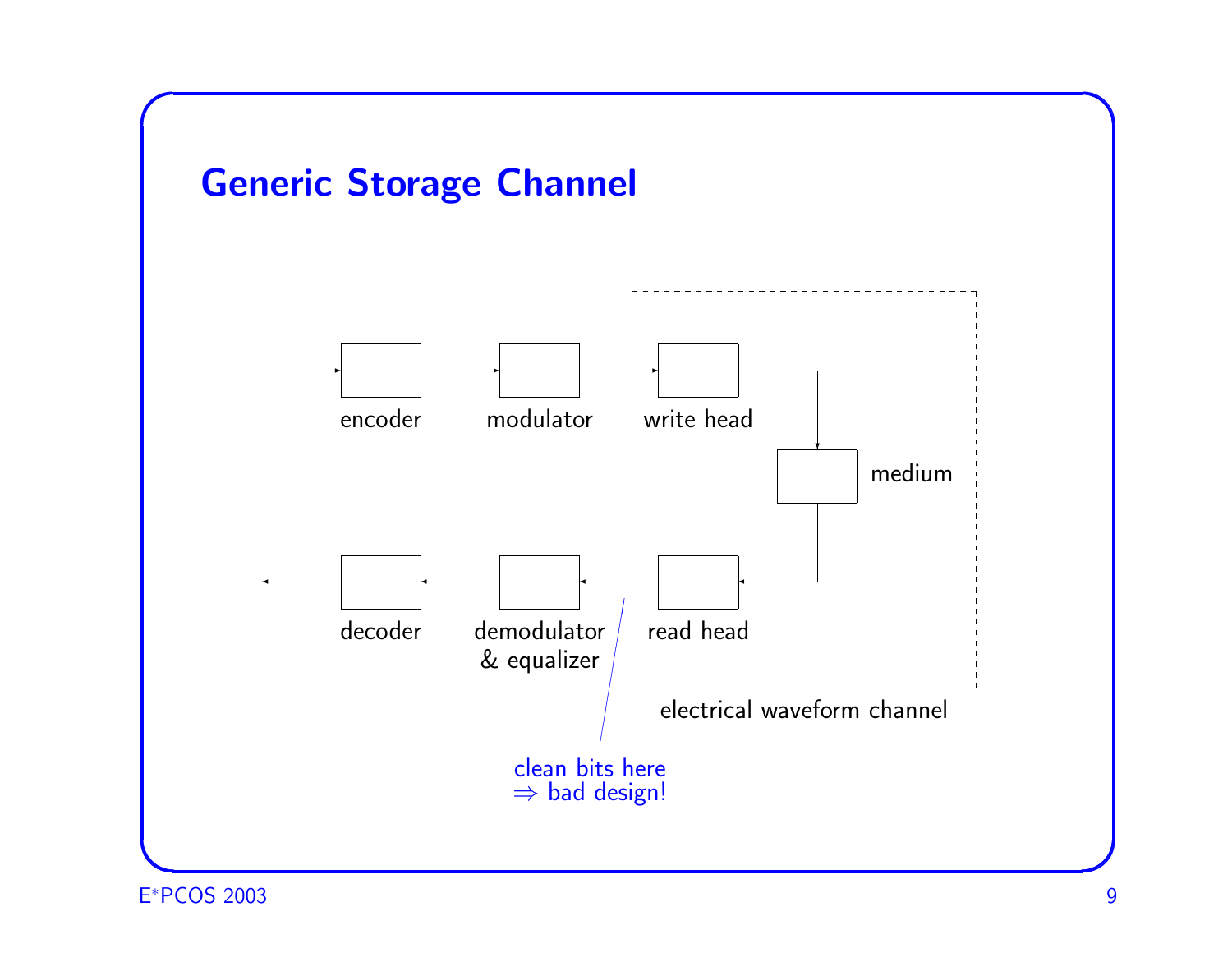## Generic Storage Channel

encoder → modulator → write head → medium → read head → demodulator & equalizer → decoder

electrical waveform channel

clean bits here
⇒ bad design!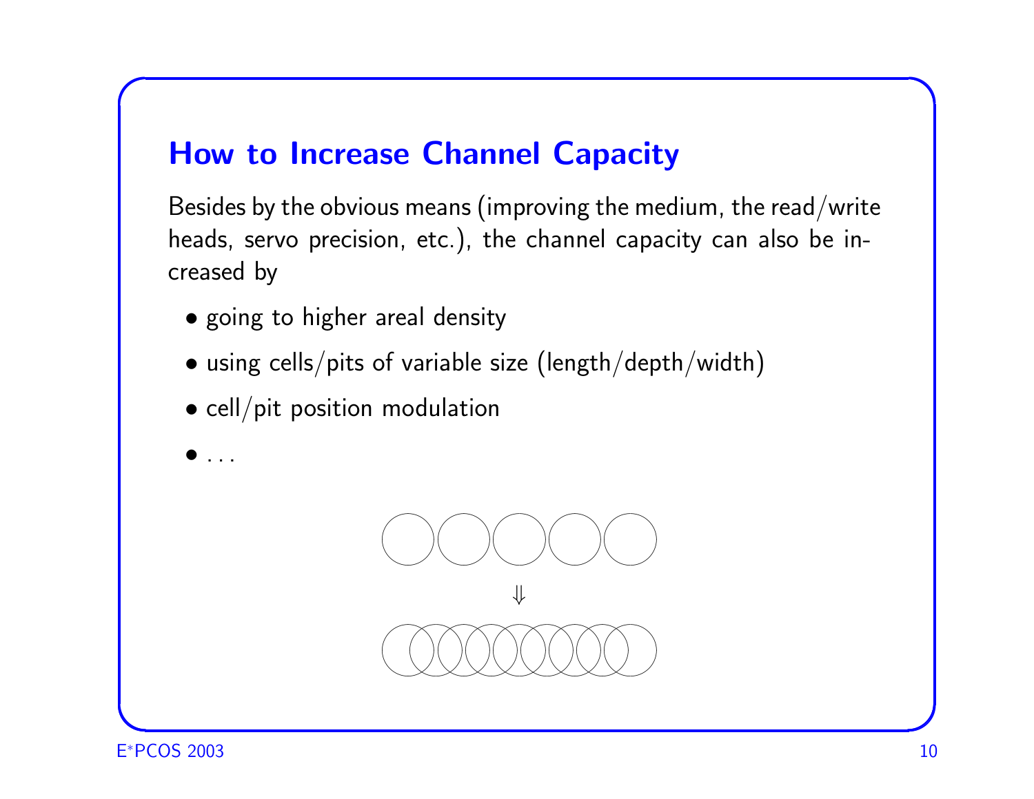## How to Increase Channel Capacity

Besides by the obvious means (improving the medium, the read/write heads, servo precision, etc.), the channel capacity can also be increased by

- going to higher areal density
- using cells/pits of variable size (length/depth/width)
- cell/pit position modulation
- . . .

$\Downarrow$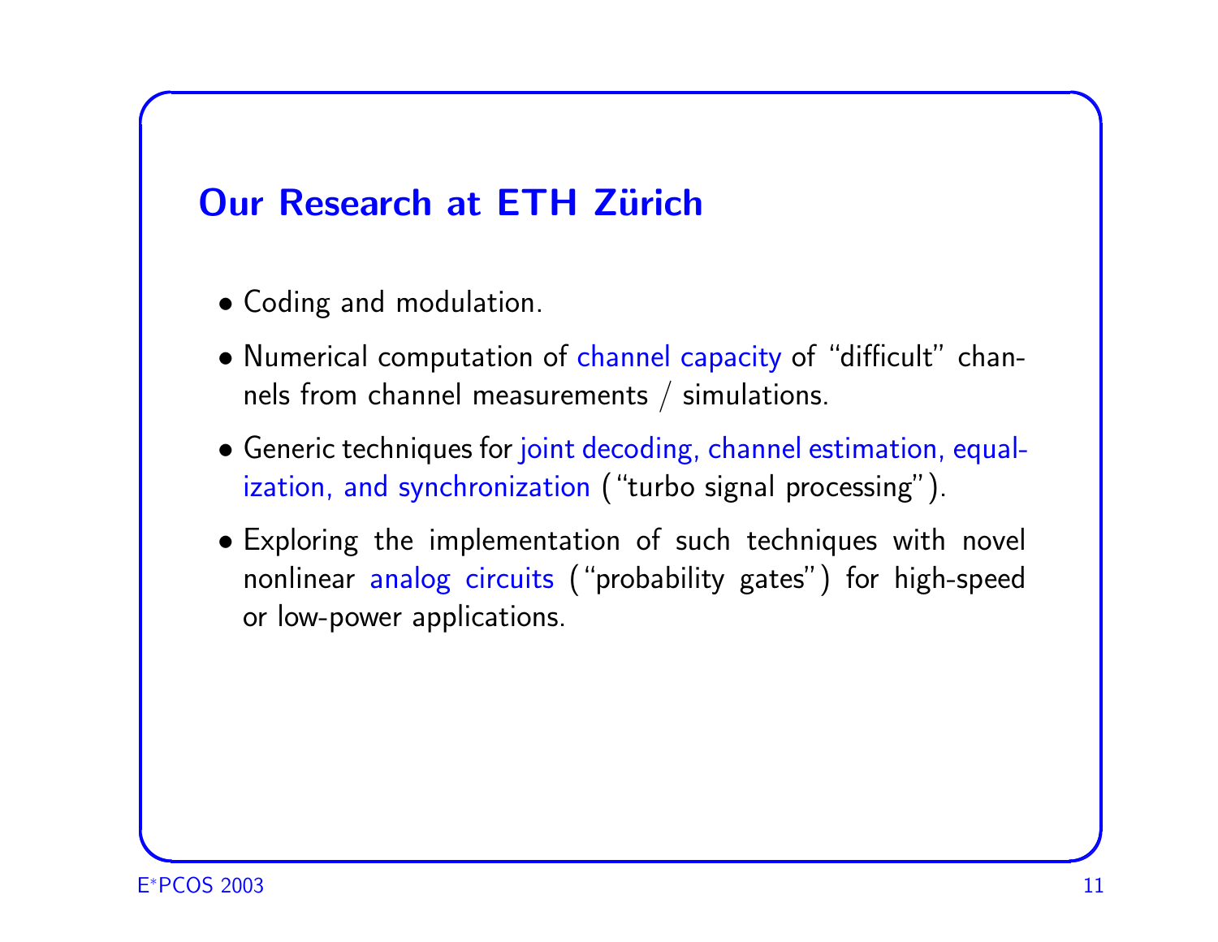## Our Research at ETH Zürich

- Coding and modulation.
- Numerical computation of channel capacity of "difficult" channels from channel measurements / simulations.
- Generic techniques for joint decoding, channel estimation, equalization, and synchronization ("turbo signal processing").
- Exploring the implementation of such techniques with novel nonlinear analog circuits ("probability gates") for high-speed or low-power applications.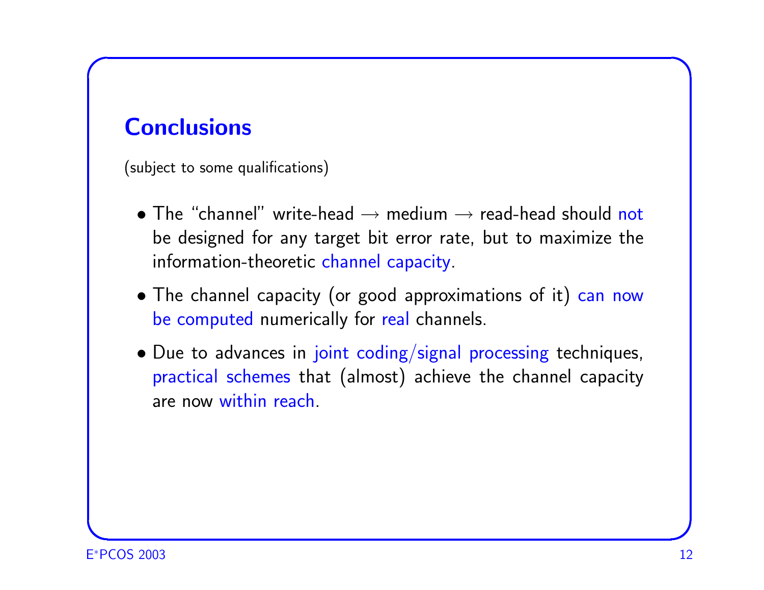## Conclusions

(subject to some qualifications)

- The "channel" write-head $\rightarrow$ medium $\rightarrow$ read-head should not be designed for any target bit error rate, but to maximize the information-theoretic channel capacity.
- The channel capacity (or good approximations of it) can now be computed numerically for real channels.
- Due to advances in joint coding/signal processing techniques, practical schemes that (almost) achieve the channel capacity are now within reach.